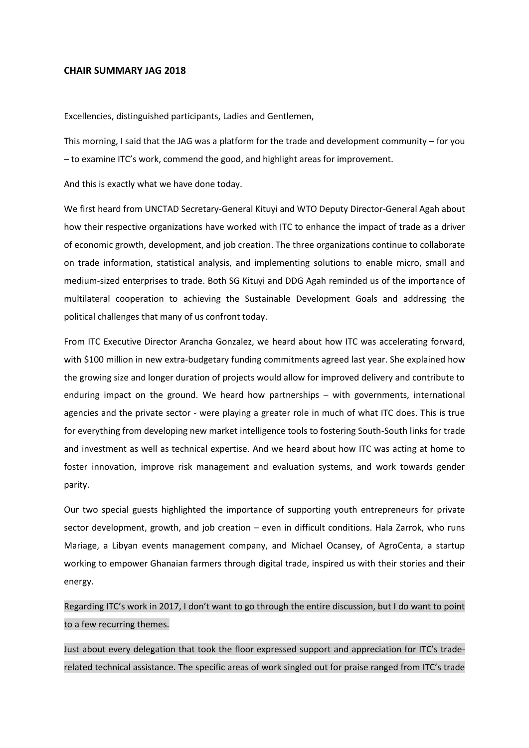**CHAIR SUMMARY JAG 2018**

Excellencies, distinguished participants, Ladies and Gentlemen,

This morning, I said that the JAG was a platform for the trade and development community – for you – to examine ITC's work, commend the good, and highlight areas for improvement.

And this is exactly what we have done today.

We first heard from UNCTAD Secretary-General Kituyi and WTO Deputy Director-General Agah about how their respective organizations have worked with ITC to enhance the impact of trade as a driver of economic growth, development, and job creation. The three organizations continue to collaborate on trade information, statistical analysis, and implementing solutions to enable micro, small and medium-sized enterprises to trade. Both SG Kituyi and DDG Agah reminded us of the importance of multilateral cooperation to achieving the Sustainable Development Goals and addressing the political challenges that many of us confront today.

From ITC Executive Director Arancha Gonzalez, we heard about how ITC was accelerating forward, with $100 million in new extra-budgetary funding commitments agreed last year. She explained how the growing size and longer duration of projects would allow for improved delivery and contribute to enduring impact on the ground. We heard how partnerships – with governments, international agencies and the private sector - were playing a greater role in much of what ITC does. This is true for everything from developing new market intelligence tools to fostering South-South links for trade and investment as well as technical expertise. And we heard about how ITC was acting at home to foster innovation, improve risk management and evaluation systems, and work towards gender parity.

Our two special guests highlighted the importance of supporting youth entrepreneurs for private sector development, growth, and job creation – even in difficult conditions. Hala Zarrok, who runs Mariage, a Libyan events management company, and Michael Ocansey, of AgroCenta, a startup working to empower Ghanaian farmers through digital trade, inspired us with their stories and their energy.

Regarding ITC's work in 2017, I don't want to go through the entire discussion, but I do want to point to a few recurring themes.

Just about every delegation that took the floor expressed support and appreciation for ITC's trade-related technical assistance. The specific areas of work singled out for praise ranged from ITC's trade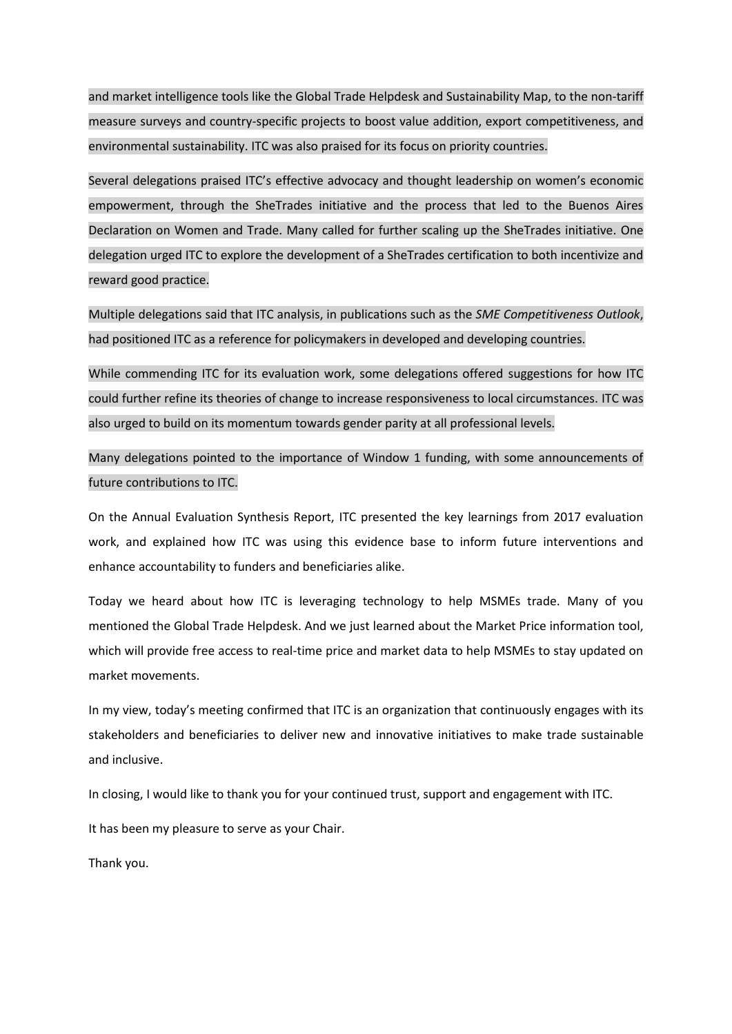and market intelligence tools like the Global Trade Helpdesk and Sustainability Map, to the non-tariff measure surveys and country-specific projects to boost value addition, export competitiveness, and environmental sustainability. ITC was also praised for its focus on priority countries.

Several delegations praised ITC's effective advocacy and thought leadership on women's economic empowerment, through the SheTrades initiative and the process that led to the Buenos Aires Declaration on Women and Trade. Many called for further scaling up the SheTrades initiative. One delegation urged ITC to explore the development of a SheTrades certification to both incentivize and reward good practice.

Multiple delegations said that ITC analysis, in publications such as the *SME Competitiveness Outlook*, had positioned ITC as a reference for policymakers in developed and developing countries.

While commending ITC for its evaluation work, some delegations offered suggestions for how ITC could further refine its theories of change to increase responsiveness to local circumstances. ITC was also urged to build on its momentum towards gender parity at all professional levels.

Many delegations pointed to the importance of Window 1 funding, with some announcements of future contributions to ITC.

On the Annual Evaluation Synthesis Report, ITC presented the key learnings from 2017 evaluation work, and explained how ITC was using this evidence base to inform future interventions and enhance accountability to funders and beneficiaries alike.

Today we heard about how ITC is leveraging technology to help MSMEs trade. Many of you mentioned the Global Trade Helpdesk. And we just learned about the Market Price information tool, which will provide free access to real-time price and market data to help MSMEs to stay updated on market movements.

In my view, today's meeting confirmed that ITC is an organization that continuously engages with its stakeholders and beneficiaries to deliver new and innovative initiatives to make trade sustainable and inclusive.

In closing, I would like to thank you for your continued trust, support and engagement with ITC.

It has been my pleasure to serve as your Chair.

Thank you.